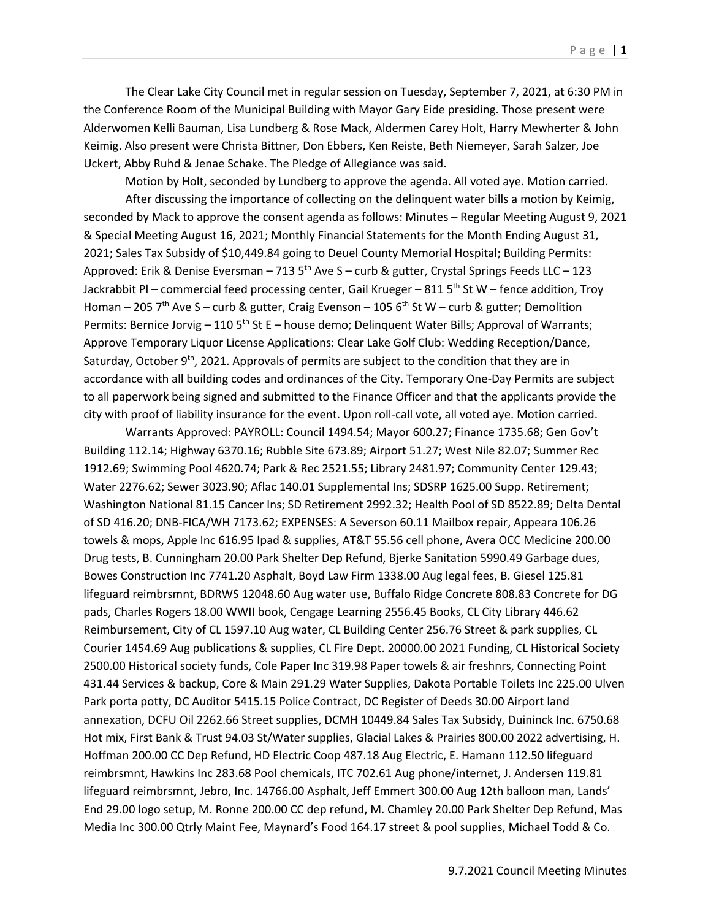The Clear Lake City Council met in regular session on Tuesday, September 7, 2021, at 6:30 PM in the Conference Room of the Municipal Building with Mayor Gary Eide presiding. Those present were Alderwomen Kelli Bauman, Lisa Lundberg & Rose Mack, Aldermen Carey Holt, Harry Mewherter & John Keimig. Also present were Christa Bittner, Don Ebbers, Ken Reiste, Beth Niemeyer, Sarah Salzer, Joe Uckert, Abby Ruhd & Jenae Schake. The Pledge of Allegiance was said.

Motion by Holt, seconded by Lundberg to approve the agenda. All voted aye. Motion carried.

After discussing the importance of collecting on the delinquent water bills a motion by Keimig, seconded by Mack to approve the consent agenda as follows: Minutes – Regular Meeting August 9, 2021 & Special Meeting August 16, 2021; Monthly Financial Statements for the Month Ending August 31, 2021; Sales Tax Subsidy of $10,449.84 going to Deuel County Memorial Hospital; Building Permits: Approved: Erik & Denise Eversman – 713 5th Ave S – curb & gutter, Crystal Springs Feeds LLC – 123 Jackrabbit Pl – commercial feed processing center, Gail Krueger – 811 5th St W – fence addition, Troy Homan – 205 7th Ave S – curb & gutter, Craig Evenson – 105 6th St W – curb & gutter; Demolition Permits: Bernice Jorvig – 110 5th St E – house demo; Delinquent Water Bills; Approval of Warrants; Approve Temporary Liquor License Applications: Clear Lake Golf Club: Wedding Reception/Dance, Saturday, October 9th, 2021. Approvals of permits are subject to the condition that they are in accordance with all building codes and ordinances of the City. Temporary One-Day Permits are subject to all paperwork being signed and submitted to the Finance Officer and that the applicants provide the city with proof of liability insurance for the event. Upon roll-call vote, all voted aye. Motion carried.

Warrants Approved: PAYROLL: Council 1494.54; Mayor 600.27; Finance 1735.68; Gen Gov't Building 112.14; Highway 6370.16; Rubble Site 673.89; Airport 51.27; West Nile 82.07; Summer Rec 1912.69; Swimming Pool 4620.74; Park & Rec 2521.55; Library 2481.97; Community Center 129.43; Water 2276.62; Sewer 3023.90; Aflac 140.01 Supplemental Ins; SDSRP 1625.00 Supp. Retirement; Washington National 81.15 Cancer Ins; SD Retirement 2992.32; Health Pool of SD 8522.89; Delta Dental of SD 416.20; DNB-FICA/WH 7173.62; EXPENSES: A Severson 60.11 Mailbox repair, Appeara 106.26 towels & mops, Apple Inc 616.95 Ipad & supplies, AT&T 55.56 cell phone, Avera OCC Medicine 200.00 Drug tests, B. Cunningham 20.00 Park Shelter Dep Refund, Bjerke Sanitation 5990.49 Garbage dues, Bowes Construction Inc 7741.20 Asphalt, Boyd Law Firm 1338.00 Aug legal fees, B. Giesel 125.81 lifeguard reimbrsmnt, BDRWS 12048.60 Aug water use, Buffalo Ridge Concrete 808.83 Concrete for DG pads, Charles Rogers 18.00 WWII book, Cengage Learning 2556.45 Books, CL City Library 446.62 Reimbursement, City of CL 1597.10 Aug water, CL Building Center 256.76 Street & park supplies, CL Courier 1454.69 Aug publications & supplies, CL Fire Dept. 20000.00 2021 Funding, CL Historical Society 2500.00 Historical society funds, Cole Paper Inc 319.98 Paper towels & air freshnrs, Connecting Point 431.44 Services & backup, Core & Main 291.29 Water Supplies, Dakota Portable Toilets Inc 225.00 Ulven Park porta potty, DC Auditor 5415.15 Police Contract, DC Register of Deeds 30.00 Airport land annexation, DCFU Oil 2262.66 Street supplies, DCMH 10449.84 Sales Tax Subsidy, Duininck Inc. 6750.68 Hot mix, First Bank & Trust 94.03 St/Water supplies, Glacial Lakes & Prairies 800.00 2022 advertising, H. Hoffman 200.00 CC Dep Refund, HD Electric Coop 487.18 Aug Electric, E. Hamann 112.50 lifeguard reimbrsmnt, Hawkins Inc 283.68 Pool chemicals, ITC 702.61 Aug phone/internet, J. Andersen 119.81 lifeguard reimbrsmnt, Jebro, Inc. 14766.00 Asphalt, Jeff Emmert 300.00 Aug 12th balloon man, Lands' End 29.00 logo setup, M. Ronne 200.00 CC dep refund, M. Chamley 20.00 Park Shelter Dep Refund, Mas Media Inc 300.00 Qtrly Maint Fee, Maynard's Food 164.17 street & pool supplies, Michael Todd & Co.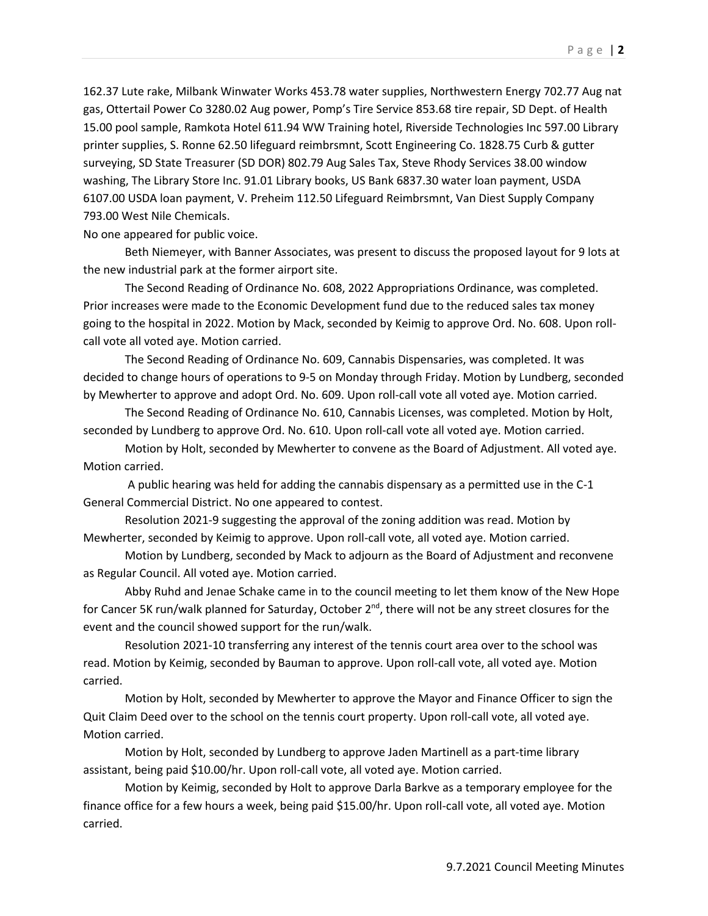162.37 Lute rake, Milbank Winwater Works 453.78 water supplies, Northwestern Energy 702.77 Aug nat gas, Ottertail Power Co 3280.02 Aug power, Pomp's Tire Service 853.68 tire repair, SD Dept. of Health 15.00 pool sample, Ramkota Hotel 611.94 WW Training hotel, Riverside Technologies Inc 597.00 Library printer supplies, S. Ronne 62.50 lifeguard reimbrsmnt, Scott Engineering Co. 1828.75 Curb & gutter surveying, SD State Treasurer (SD DOR) 802.79 Aug Sales Tax, Steve Rhody Services 38.00 window washing, The Library Store Inc. 91.01 Library books, US Bank 6837.30 water loan payment, USDA 6107.00 USDA loan payment, V. Preheim 112.50 Lifeguard Reimbrsmnt, Van Diest Supply Company 793.00 West Nile Chemicals.

No one appeared for public voice.

Beth Niemeyer, with Banner Associates, was present to discuss the proposed layout for 9 lots at the new industrial park at the former airport site.

The Second Reading of Ordinance No. 608, 2022 Appropriations Ordinance, was completed. Prior increases were made to the Economic Development fund due to the reduced sales tax money going to the hospital in 2022. Motion by Mack, seconded by Keimig to approve Ord. No. 608. Upon roll-call vote all voted aye. Motion carried.

The Second Reading of Ordinance No. 609, Cannabis Dispensaries, was completed. It was decided to change hours of operations to 9-5 on Monday through Friday. Motion by Lundberg, seconded by Mewherter to approve and adopt Ord. No. 609. Upon roll-call vote all voted aye. Motion carried.

The Second Reading of Ordinance No. 610, Cannabis Licenses, was completed. Motion by Holt, seconded by Lundberg to approve Ord. No. 610. Upon roll-call vote all voted aye. Motion carried.

Motion by Holt, seconded by Mewherter to convene as the Board of Adjustment. All voted aye. Motion carried.

A public hearing was held for adding the cannabis dispensary as a permitted use in the C-1 General Commercial District. No one appeared to contest.

Resolution 2021-9 suggesting the approval of the zoning addition was read. Motion by Mewherter, seconded by Keimig to approve. Upon roll-call vote, all voted aye. Motion carried.

Motion by Lundberg, seconded by Mack to adjourn as the Board of Adjustment and reconvene as Regular Council. All voted aye. Motion carried.

Abby Ruhd and Jenae Schake came in to the council meeting to let them know of the New Hope for Cancer 5K run/walk planned for Saturday, October 2nd, there will not be any street closures for the event and the council showed support for the run/walk.

Resolution 2021-10 transferring any interest of the tennis court area over to the school was read. Motion by Keimig, seconded by Bauman to approve. Upon roll-call vote, all voted aye. Motion carried.

Motion by Holt, seconded by Mewherter to approve the Mayor and Finance Officer to sign the Quit Claim Deed over to the school on the tennis court property. Upon roll-call vote, all voted aye. Motion carried.

Motion by Holt, seconded by Lundberg to approve Jaden Martinell as a part-time library assistant, being paid $10.00/hr. Upon roll-call vote, all voted aye. Motion carried.

Motion by Keimig, seconded by Holt to approve Darla Barkve as a temporary employee for the finance office for a few hours a week, being paid $15.00/hr. Upon roll-call vote, all voted aye. Motion carried.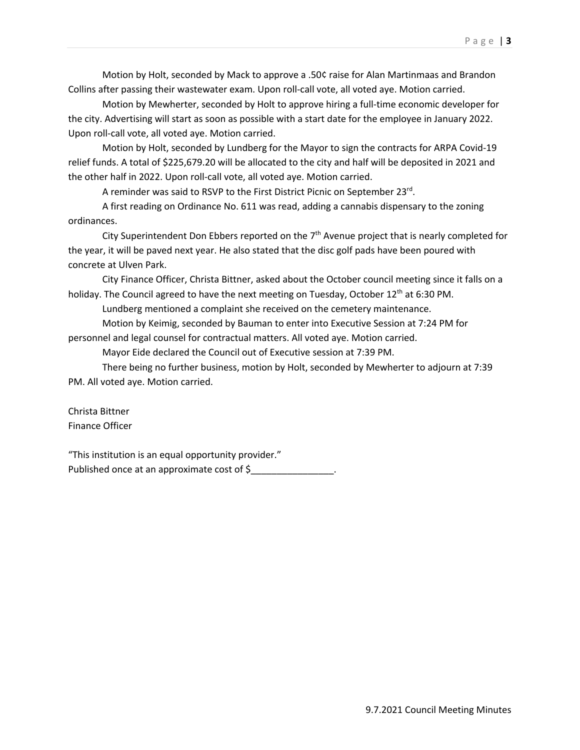Motion by Holt, seconded by Mack to approve a .50¢ raise for Alan Martinmaas and Brandon Collins after passing their wastewater exam. Upon roll-call vote, all voted aye. Motion carried.

Motion by Mewherter, seconded by Holt to approve hiring a full-time economic developer for the city. Advertising will start as soon as possible with a start date for the employee in January 2022. Upon roll-call vote, all voted aye. Motion carried.

Motion by Holt, seconded by Lundberg for the Mayor to sign the contracts for ARPA Covid-19 relief funds. A total of $225,679.20 will be allocated to the city and half will be deposited in 2021 and the other half in 2022. Upon roll-call vote, all voted aye. Motion carried.

A reminder was said to RSVP to the First District Picnic on September 23rd.

A first reading on Ordinance No. 611 was read, adding a cannabis dispensary to the zoning ordinances.

City Superintendent Don Ebbers reported on the 7th Avenue project that is nearly completed for the year, it will be paved next year. He also stated that the disc golf pads have been poured with concrete at Ulven Park.

City Finance Officer, Christa Bittner, asked about the October council meeting since it falls on a holiday. The Council agreed to have the next meeting on Tuesday, October 12th at 6:30 PM.

Lundberg mentioned a complaint she received on the cemetery maintenance.

Motion by Keimig, seconded by Bauman to enter into Executive Session at 7:24 PM for personnel and legal counsel for contractual matters. All voted aye. Motion carried.

Mayor Eide declared the Council out of Executive session at 7:39 PM.

There being no further business, motion by Holt, seconded by Mewherter to adjourn at 7:39 PM. All voted aye. Motion carried.

Christa Bittner
Finance Officer

"This institution is an equal opportunity provider."
Published once at an approximate cost of $________________.